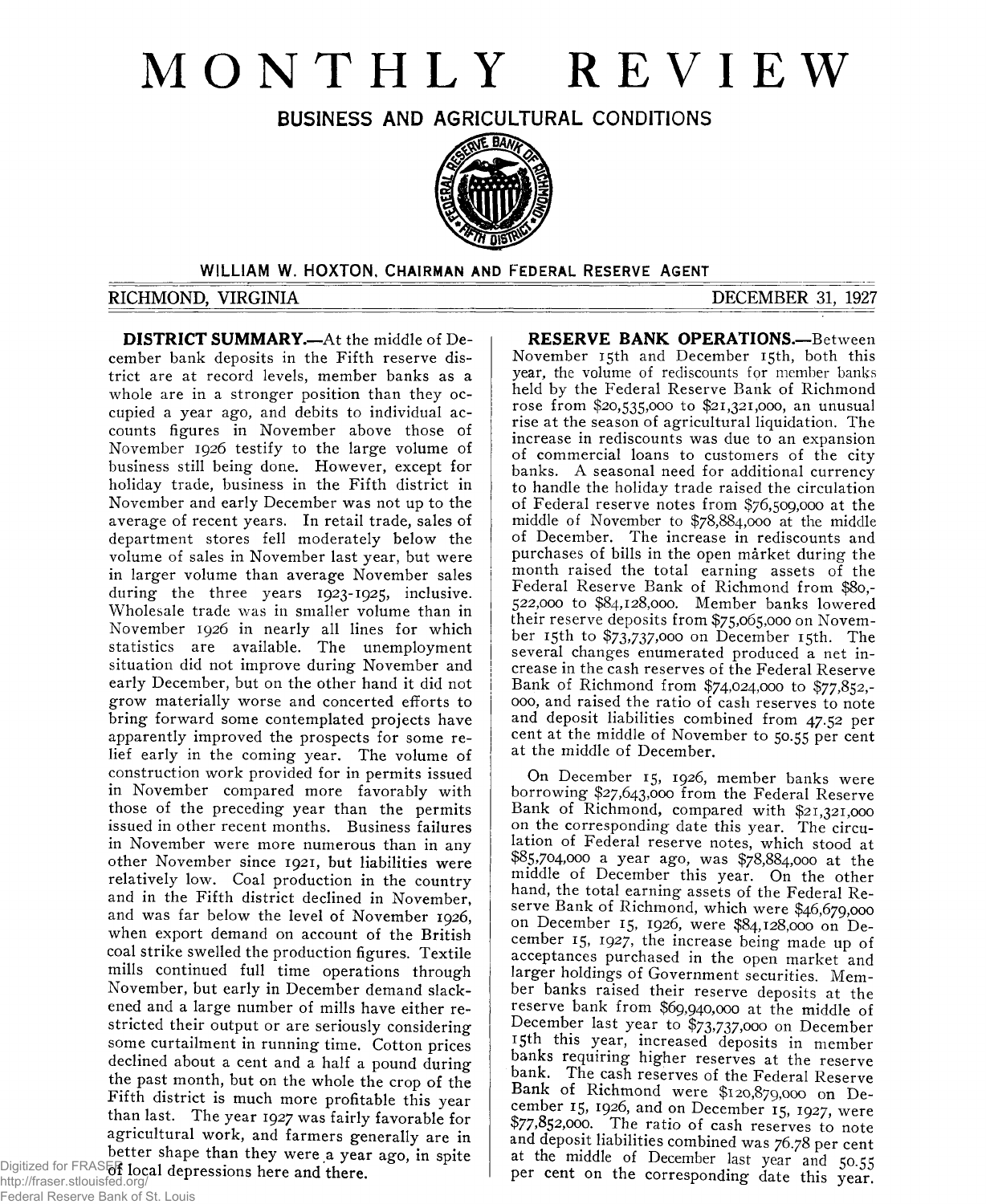# MONTHLY REVIEW

## BUSINESS AND AGRICULTURAL CONDITIONS

WILLIAM W. HOXTON, CHAIRMAN AND FEDERAL RESERVE AGENT

RICHMOND, VIRGINIA — DECEMBER 31, 1927

**DISTRICT SUMMARY.**—At the middle of December bank deposits in the Fifth reserve district are at record levels, member banks as a whole are in a stronger position than they occupied a year ago, and debits to individual accounts figures in November above those of November 1926 testify to the large volume of business still being done. However, except for holiday trade, business in the Fifth district in November and early December was not up to the average of recent years. In retail trade, sales of department stores fell moderately below the volume of sales in November last year, but were in larger volume than average November sales during the three years 1923-1925, inclusive. Wholesale trade was in smaller volume than in November 1926 in nearly all lines for which statistics are available. The unemployment situation did not improve during November and early December, but on the other hand it did not grow materially worse and concerted efforts to bring forward some contemplated projects have apparently improved the prospects for some relief early in the coming year. The volume of construction work provided for in permits issued in November compared more favorably with those of the preceding year than the permits issued in other recent months. Business failures in November were more numerous than in any other November since 1921, but liabilities were relatively low. Coal production in the country and in the Fifth district declined in November, and was far below the level of November 1926, when export demand on account of the British coal strike swelled the production figures. Textile mills continued full time operations through November, but early in December demand slackened and a large number of mills have either restricted their output or are seriously considering some curtailment in running time. Cotton prices declined about a cent and a half a pound during the past month, but on the whole the crop of the Fifth district is much more profitable this year than last. The year 1927 was fairly favorable for agricultural work, and farmers generally are in better shape than they were a year ago, in spite of local depressions here and there.

**RESERVE BANK OPERATIONS.**—Between November 15th and December 15th, both this year, the volume of rediscounts for member banks held by the Federal Reserve Bank of Richmond rose from $20,535,000 to $21,321,000, an unusual rise at the season of agricultural liquidation. The increase in rediscounts was due to an expansion of commercial loans to customers of the city banks. A seasonal need for additional currency to handle the holiday trade raised the circulation of Federal reserve notes from $76,509,000 at the middle of November to $78,884,000 at the middle of December. The increase in rediscounts and purchases of bills in the open market during the month raised the total earning assets of the Federal Reserve Bank of Richmond from $80,522,000 to $84,128,000. Member banks lowered their reserve deposits from $75,065,000 on November 15th to $73,737,000 on December 15th. The several changes enumerated produced a net increase in the cash reserves of the Federal Reserve Bank of Richmond from $74,024,000 to $77,852,000, and raised the ratio of cash reserves to note and deposit liabilities combined from 47.52 per cent at the middle of November to 50.55 per cent at the middle of December.

On December 15, 1926, member banks were borrowing $27,643,000 from the Federal Reserve Bank of Richmond, compared with $21,321,000 on the corresponding date this year. The circulation of Federal reserve notes, which stood at $85,704,000 a year ago, was $78,884,000 at the middle of December this year. On the other hand, the total earning assets of the Federal Reserve Bank of Richmond, which were $46,679,000 on December 15, 1926, were $84,128,000 on December 15, 1927, the increase being made up of acceptances purchased in the open market and larger holdings of Government securities. Member banks raised their reserve deposits at the reserve bank from $69,940,000 at the middle of December last year to $73,737,000 on December 15th this year, increased deposits in member banks requiring higher reserves at the reserve bank. The cash reserves of the Federal Reserve Bank of Richmond were $120,879,000 on December 15, 1926, and on December 15, 1927, were $77,852,000. The ratio of cash reserves to note and deposit liabilities combined was 76.78 per cent at the middle of December last year and 50.55 per cent on the corresponding date this year.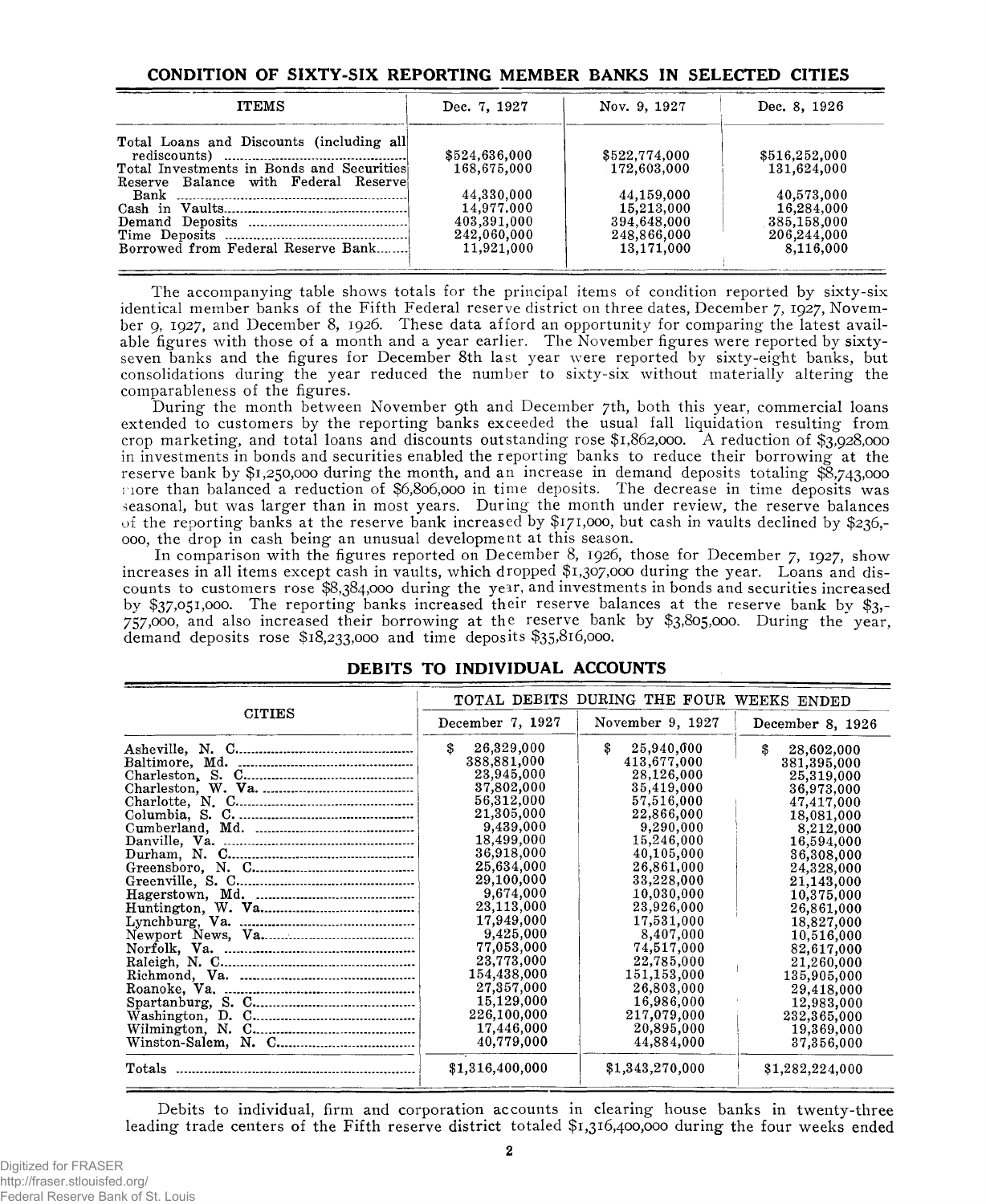## CONDITION OF SIXTY-SIX REPORTING MEMBER BANKS IN SELECTED CITIES

| ITEMS | Dec. 7, 1927 | Nov. 9, 1927 | Dec. 8, 1926 |
|---|---|---|---|
| Total Loans and Discounts (including all rediscounts) | $524,636,000 | $522,774,000 | $516,252,000 |
| Total Investments in Bonds and Securities | 168,675,000 | 172,603,000 | 131,624,000 |
| Reserve Balance with Federal Reserve Bank | 44,330,000 | 44,159,000 | 40,573,000 |
| Cash in Vaults | 14,977,000 | 15,213,000 | 16,284,000 |
| Demand Deposits | 403,391,000 | 394,648,000 | 385,158,000 |
| Time Deposits | 242,060,000 | 248,866,000 | 206,244,000 |
| Borrowed from Federal Reserve Bank | 11,921,000 | 13,171,000 | 8,116,000 |

The accompanying table shows totals for the principal items of condition reported by sixty-six identical member banks of the Fifth Federal reserve district on three dates, December 7, 1927, November 9, 1927, and December 8, 1926. These data afford an opportunity for comparing the latest available figures with those of a month and a year earlier. The November figures were reported by sixty-seven banks and the figures for December 8th last year were reported by sixty-eight banks, but consolidations during the year reduced the number to sixty-six without materially altering the comparableness of the figures.

During the month between November 9th and December 7th, both this year, commercial loans extended to customers by the reporting banks exceeded the usual fall liquidation resulting from crop marketing, and total loans and discounts outstanding rose $1,862,000. A reduction of $3,928,000 in investments in bonds and securities enabled the reporting banks to reduce their borrowing at the reserve bank by $1,250,000 during the month, and an increase in demand deposits totaling $8,743,000 more than balanced a reduction of $6,806,000 in time deposits. The decrease in time deposits was seasonal, but was larger than in most years. During the month under review, the reserve balances of the reporting banks at the reserve bank increased by $171,000, but cash in vaults declined by $236,000, the drop in cash being an unusual development at this season.

In comparison with the figures reported on December 8, 1926, those for December 7, 1927, show increases in all items except cash in vaults, which dropped $1,307,000 during the year. Loans and discounts to customers rose $8,384,000 during the year, and investments in bonds and securities increased by $37,051,000. The reporting banks increased their reserve balances at the reserve bank by $3,757,000, and also increased their borrowing at the reserve bank by $3,805,000. During the year, demand deposits rose $18,233,000 and time deposits $35,816,000.

## DEBITS TO INDIVIDUAL ACCOUNTS

| CITIES | TOTAL DEBITS DURING THE FOUR WEEKS ENDED | | |
|---|---|---|---|
| | December 7, 1927 | November 9, 1927 | December 8, 1926 |
| Asheville, N. C. | $ 26,329,000 | $ 25,940,000 | $ 28,602,000 |
| Baltimore, Md. | 388,881,000 | 413,677,000 | 381,395,000 |
| Charleston, S. C. | 23,945,000 | 28,126,000 | 25,319,000 |
| Charleston, W. Va. | 37,802,000 | 35,419,000 | 36,973,000 |
| Charlotte, N. C. | 56,312,000 | 57,516,000 | 47,417,000 |
| Columbia, S. C. | 21,305,000 | 22,866,000 | 18,081,000 |
| Cumberland, Md. | 9,439,000 | 9,290,000 | 8,212,000 |
| Danville, Va. | 18,499,000 | 15,246,000 | 16,594,000 |
| Durham, N. C. | 36,918,000 | 40,105,000 | 36,308,000 |
| Greensboro, N. C. | 25,634,000 | 26,861,000 | 24,328,000 |
| Greenville, S. C. | 29,100,000 | 33,228,000 | 21,143,000 |
| Hagerstown, Md. | 9,674,000 | 10,030,000 | 10,375,000 |
| Huntington, W. Va. | 23,113,000 | 23,926,000 | 26,861,000 |
| Lynchburg, Va. | 17,949,000 | 17,531,000 | 18,827,000 |
| Newport News, Va. | 9,425,000 | 8,407,000 | 10,516,000 |
| Norfolk, Va. | 77,053,000 | 74,517,000 | 82,617,000 |
| Raleigh, N. C. | 23,773,000 | 22,785,000 | 21,260,000 |
| Richmond, Va. | 154,438,000 | 151,153,000 | 135,905,000 |
| Roanoke, Va. | 27,357,000 | 26,803,000 | 29,418,000 |
| Spartanburg, S. C. | 15,129,000 | 16,986,000 | 12,983,000 |
| Washington, D. C. | 226,100,000 | 217,079,000 | 232,365,000 |
| Wilmington, N. C. | 17,446,000 | 20,895,000 | 19,369,000 |
| Winston-Salem, N. C. | 40,779,000 | 44,884,000 | 37,356,000 |
| Totals | $1,316,400,000 | $1,343,270,000 | $1,282,224,000 |

Debits to individual, firm and corporation accounts in clearing house banks in twenty-three leading trade centers of the Fifth reserve district totaled $1,316,400,000 during the four weeks ended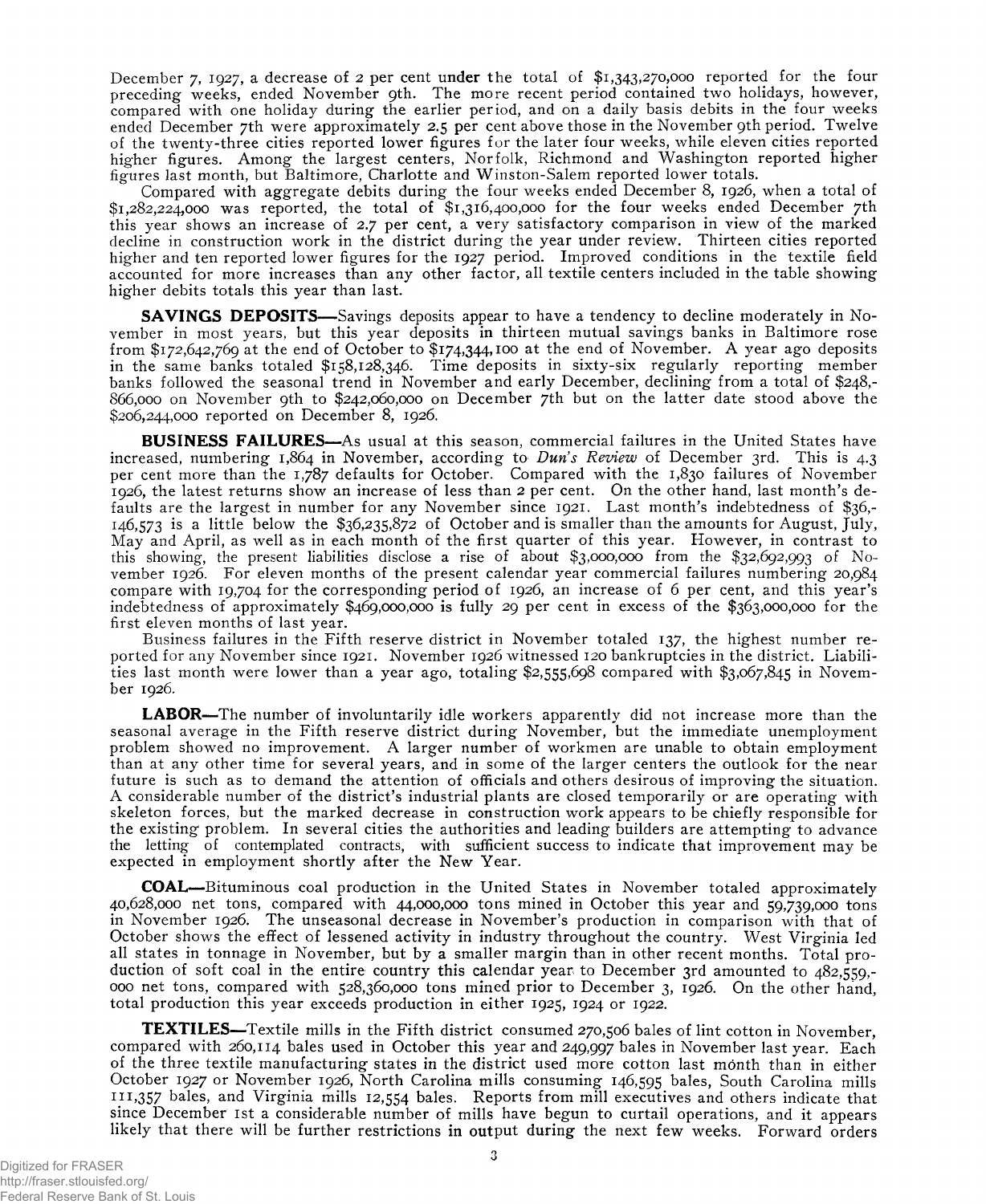December 7, 1927, a decrease of 2 per cent under the total of $1,343,270,000 reported for the four preceding weeks, ended November 9th. The more recent period contained two holidays, however, compared with one holiday during the earlier period, and on a daily basis debits in the four weeks ended December 7th were approximately 2.5 per cent above those in the November 9th period. Twelve of the twenty-three cities reported lower figures for the later four weeks, while eleven cities reported higher figures. Among the largest centers, Norfolk, Richmond and Washington reported higher figures last month, but Baltimore, Charlotte and Winston-Salem reported lower totals.

Compared with aggregate debits during the four weeks ended December 8, 1926, when a total of $1,282,224,000 was reported, the total of $1,316,400,000 for the four weeks ended December 7th this year shows an increase of 2.7 per cent, a very satisfactory comparison in view of the marked decline in construction work in the district during the year under review. Thirteen cities reported higher and ten reported lower figures for the 1927 period. Improved conditions in the textile field accounted for more increases than any other factor, all textile centers included in the table showing higher debits totals this year than last.

**SAVINGS DEPOSITS**—Savings deposits appear to have a tendency to decline moderately in November in most years, but this year deposits in thirteen mutual savings banks in Baltimore rose from $172,642,769 at the end of October to $174,344,100 at the end of November. A year ago deposits in the same banks totaled $158,128,346. Time deposits in sixty-six regularly reporting member banks followed the seasonal trend in November and early December, declining from a total of $248,866,000 on November 9th to $242,060,000 on December 7th but on the latter date stood above the $206,244,000 reported on December 8, 1926.

**BUSINESS FAILURES**—As usual at this season, commercial failures in the United States have increased, numbering 1,864 in November, according to *Dun's Review* of December 3rd. This is 4.3 per cent more than the 1,787 defaults for October. Compared with the 1,830 failures of November 1926, the latest returns show an increase of less than 2 per cent. On the other hand, last month's defaults are the largest in number for any November since 1921. Last month's indebtedness of $36,146,573 is a little below the $36,235,872 of October and is smaller than the amounts for August, July, May and April, as well as in each month of the first quarter of this year. However, in contrast to this showing, the present liabilities disclose a rise of about $3,000,000 from the $32,692,993 of November 1926. For eleven months of the present calendar year commercial failures numbering 20,984 compare with 19,704 for the corresponding period of 1926, an increase of 6 per cent, and this year's indebtedness of approximately $469,000,000 is fully 29 per cent in excess of the $363,000,000 for the first eleven months of last year.

Business failures in the Fifth reserve district in November totaled 137, the highest number reported for any November since 1921. November 1926 witnessed 120 bankruptcies in the district. Liabilities last month were lower than a year ago, totaling $2,555,698 compared with $3,067,845 in November 1926.

**LABOR**—The number of involuntarily idle workers apparently did not increase more than the seasonal average in the Fifth reserve district during November, but the immediate unemployment problem showed no improvement. A larger number of workmen are unable to obtain employment than at any other time for several years, and in some of the larger centers the outlook for the near future is such as to demand the attention of officials and others desirous of improving the situation. A considerable number of the district's industrial plants are closed temporarily or are operating with skeleton forces, but the marked decrease in construction work appears to be chiefly responsible for the existing problem. In several cities the authorities and leading builders are attempting to advance the letting of contemplated contracts, with sufficient success to indicate that improvement may be expected in employment shortly after the New Year.

**COAL**—Bituminous coal production in the United States in November totaled approximately 40,628,000 net tons, compared with 44,000,000 tons mined in October this year and 59,739,000 tons in November 1926. The unseasonal decrease in November's production in comparison with that of October shows the effect of lessened activity in industry throughout the country. West Virginia led all states in tonnage in November, but by a smaller margin than in other recent months. Total production of soft coal in the entire country this calendar year to December 3rd amounted to 482,559,000 net tons, compared with 528,360,000 tons mined prior to December 3, 1926. On the other hand, total production this year exceeds production in either 1925, 1924 or 1922.

**TEXTILES**—Textile mills in the Fifth district consumed 270,506 bales of lint cotton in November, compared with 260,114 bales used in October this year and 249,997 bales in November last year. Each of the three textile manufacturing states in the district used more cotton last month than in either October 1927 or November 1926, North Carolina mills consuming 146,595 bales, South Carolina mills 111,357 bales, and Virginia mills 12,554 bales. Reports from mill executives and others indicate that since December 1st a considerable number of mills have begun to curtail operations, and it appears likely that there will be further restrictions in output during the next few weeks. Forward orders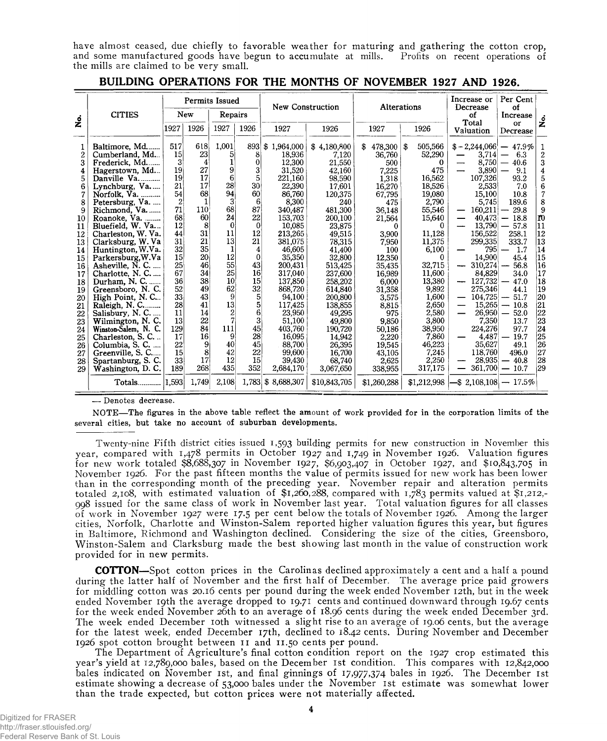have almost ceased, due chiefly to favorable weather for maturing and gathering the cotton crop, and some manufactured goods have begun to accumulate at mills. Profits on recent operations of the mills are claimed to be very small.

## BUILDING OPERATIONS FOR THE MONTHS OF NOVEMBER 1927 AND 1926.

| No. | CITIES | Permits Issued | | | | New Construction | | Alterations | | Increase or Decrease of Total Valuation | Per Cent of Increase or Decrease | No. |
|---|---|---|---|---|---|---|---|---|---|---|---|---|
| | | New | | Repairs | | | | | | | | |
| | | 1927 | 1926 | 1927 | 1926 | 1927 | 1926 | 1927 | 1926 | | | |
| 1 | Baltimore, Md. | 517 | 618 | 1,001 | 893 | $ 1,964,000 | $ 4,180,800 | $ 478,300 | $ 505,566 | $ -2,244,066 | — 47.9% | 1 |
| 2 | Cumberland, Md. | 15 | 23 | 5 | 8 | 18,936 | 7,120 | 36,760 | 52,290 | — 3,714 | — 6.3 | 2 |
| 3 | Frederick, Md. | 3 | 4 | 1 | 0 | 12,300 | 21,550 | 500 | 0 | — 8,750 | — 40.6 | 3 |
| 4 | Hagerstown, Md. | 19 | 27 | 9 | 3 | 31,520 | 42,160 | 7,225 | 475 | — 3,890 | — 9.1 | 4 |
| 5 | Danville Va. | 19 | 17 | 6 | 5 | 221,160 | 98,590 | 1,318 | 16,562 | 107,326 | 93.2 | 5 |
| 6 | Lynchburg, Va. | 21 | 17 | 28 | 30 | 22,390 | 17,601 | 16,270 | 18,526 | 2,533 | 7.0 | 6 |
| 7 | Norfolk, Va. | 54 | 68 | 94 | 60 | 86,760 | 120,375 | 67,795 | 19,080 | 15,100 | 10.8 | 7 |
| 8 | Petersburg, Va. | 2 | 1 | 3 | 6 | 8,300 | 240 | 475 | 2,790 | 5,745 | 189.6 | 8 |
| 9 | Richmond, Va. | 71 | 110 | 68 | 87 | 340,487 | 481,300 | 36,148 | 55,546 | — 160,211 | — 29.8 | 9 |
| 10 | Roanoke, Va. | 68 | 60 | 24 | 22 | 153,703 | 200,100 | 21,564 | 15,640 | — 40,473 | — 18.8 | 10 |
| 11 | Bluefield, W. Va. | 12 | 8 | 0 | 0 | 10,085 | 23,875 | 0 | 0 | — 13,790 | — 57.8 | 11 |
| 12 | Charleston, W. Va. | 44 | 31 | 11 | 12 | 213,265 | 49,515 | 3,900 | 11,128 | 156,522 | 258.1 | 12 |
| 13 | Clarksburg, W. Va | 31 | 21 | 13 | 21 | 381,075 | 78,315 | 7,950 | 11,375 | 299,335 | 333.7 | 13 |
| 14 | Huntington, W.Va. | 32 | 35 | 1 | 4 | 46,605 | 41,400 | 100 | 6,100 | — 795 | — 1.7 | 14 |
| 15 | Parkersburg, W.Va | 15 | 20 | 12 | 0 | 35,350 | 32,800 | 12,350 | 0 | 14,900 | 45.4 | 15 |
| 16 | Asheville, N. C. | 25 | 46 | 55 | 43 | 200,431 | 513,425 | 35,435 | 32,715 | — 310,274 | — 56.8 | 16 |
| 17 | Charlotte, N. C. | 67 | 34 | 25 | 16 | 317,040 | 237,600 | 16,989 | 11,600 | 84,829 | 34.0 | 17 |
| 18 | Durham, N. C. | 36 | 38 | 10 | 15 | 137,850 | 258,202 | 6,000 | 13,380 | — 127,732 | — 47.0 | 18 |
| 19 | Greensboro, N. C. | 52 | 49 | 62 | 32 | 868,720 | 614,840 | 31,358 | 9,892 | 275,346 | 44.1 | 19 |
| 20 | High Point, N. C. | 33 | 43 | 9 | 5 | 94,100 | 200,800 | 3,575 | 1,600 | — 104,725 | — 51.7 | 20 |
| 21 | Raleigh, N. C. | 28 | 41 | 13 | 5 | 117,425 | 138,855 | 8,815 | 2,650 | — 15,265 | — 10.8 | 21 |
| 22 | Salisbury, N. C. | 11 | 14 | 2 | 6 | 23,950 | 49,295 | 975 | 2,580 | — 26,950 | — 52.0 | 22 |
| 23 | Wilmington, N. C. | 13 | 22 | 7 | 3 | 51,100 | 49,800 | 9,850 | 3,800 | 7,350 | 13.7 | 23 |
| 24 | Winston-Salem, N. C. | 129 | 84 | 111 | 45 | 403,760 | 190,720 | 50,186 | 38,950 | 224,276 | 97.7 | 24 |
| 25 | Charleston, S. C. | 17 | 16 | 9 | 28 | 16,095 | 14,942 | 2,220 | 7,860 | — 4,487 | — 19.7 | 25 |
| 26 | Columbia, S. C. | 22 | 9 | 40 | 45 | 88,700 | 26,395 | 19,545 | 46,223 | 35,627 | 49.1 | 26 |
| 27 | Greenville, S. C. | 15 | 8 | 42 | 22 | 99,600 | 16,700 | 43,105 | 7,245 | 118,760 | 496.0 | 27 |
| 28 | Spartanburg, S. C. | 33 | 17 | 12 | 15 | 39,430 | 68,740 | 2,625 | 2,250 | — 28,935 | — 40.8 | 28 |
| 29 | Washington, D. C. | 189 | 268 | 435 | 352 | 2,684,170 | 3,067,650 | 338,955 | 317,175 | — 361,700 | — 10.7 | 29 |
| | Totals | 1,593 | 1,749 | 2,108 | 1,783 | $ 8,688,307 | $10,843,705 | $1,260,288 | $1,212,998 | —$ 2,108,108 | — 17.5% | |

— Denotes decrease.

NOTE—The figures in the above table reflect the amount of work provided for in the corporation limits of the several cities, but take no account of suburban developments.

Twenty-nine Fifth district cities issued 1,593 building permits for new construction in November this year, compared with 1,478 permits in October 1927 and 1,749 in November 1926. Valuation figures for new work totaled $8,688,307 in November 1927, $6,903,407 in October 1927, and $10,843,705 in November 1926. For the past fifteen months the value of permits issued for new work has been lower than in the corresponding month of the preceding year. November repair and alteration permits totaled 2,108, with estimated valuation of $1,260,288, compared with 1,783 permits valued at $1,212,998 issued for the same class of work in November last year. Total valuation figures for all classes of work in November 1927 were 17.5 per cent below the totals of November 1926. Among the larger cities, Norfolk, Charlotte and Winston-Salem reported higher valuation figures this year, but figures in Baltimore, Richmond and Washington declined. Considering the size of the cities, Greensboro, Winston-Salem and Clarksburg made the best showing last month in the value of construction work provided for in new permits.

**COTTON**—Spot cotton prices in the Carolinas declined approximately a cent and a half a pound during the latter half of November and the first half of December. The average price paid growers for middling cotton was 20.16 cents per pound during the week ended November 12th, but in the week ended November 19th the average dropped to 19.71 cents and continued downward through 19.67 cents for the week ended November 26th to an average of 18.96 cents during the week ended December 3rd. The week ended December 10th witnessed a slight rise to an average of 19.06 cents, but the average for the latest week, ended December 17th, declined to 18.42 cents. During November and December 1926 spot cotton brought between 11 and 11.50 cents per pound.

The Department of Agriculture's final cotton condition report on the 1927 crop estimated this year's yield at 12,789,000 bales, based on the December 1st condition. This compares with 12,842,000 bales indicated on November 1st, and final ginnings of 17,977,374 bales in 1926. The December 1st estimate showing a decrease of 53,000 bales under the November 1st estimate was somewhat lower than the trade expected, but cotton prices were not materially affected.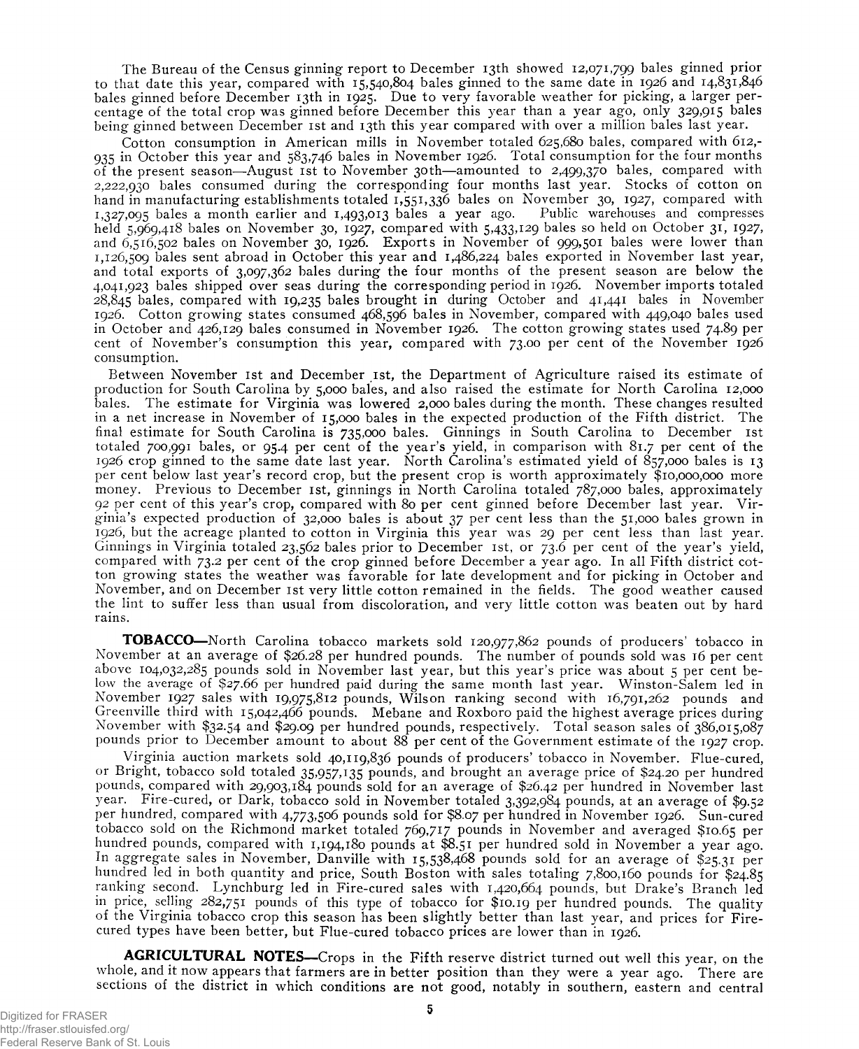The Bureau of the Census ginning report to December 13th showed 12,071,799 bales ginned prior to that date this year, compared with 15,540,804 bales ginned to the same date in 1926 and 14,831,846 bales ginned before December 13th in 1925. Due to very favorable weather for picking, a larger percentage of the total crop was ginned before December this year than a year ago, only 329,915 bales being ginned between December 1st and 13th this year compared with over a million bales last year.

Cotton consumption in American mills in November totaled 625,680 bales, compared with 612,935 in October this year and 583,746 bales in November 1926. Total consumption for the four months of the present season—August 1st to November 30th—amounted to 2,499,370 bales, compared with 2,222,930 bales consumed during the corresponding four months last year. Stocks of cotton on hand in manufacturing establishments totaled 1,551,336 bales on November 30, 1927, compared with 1,327,095 bales a month earlier and 1,493,013 bales a year ago. Public warehouses and compresses held 5,969,418 bales on November 30, 1927, compared with 5,433,129 bales so held on October 31, 1927, and 6,516,502 bales on November 30, 1926. Exports in November of 999,501 bales were lower than 1,126,509 bales sent abroad in October this year and 1,486,224 bales exported in November last year, and total exports of 3,097,362 bales during the four months of the present season are below the 4,041,923 bales shipped over seas during the corresponding period in 1926. November imports totaled 28,845 bales, compared with 19,235 bales brought in during October and 41,441 bales in November 1926. Cotton growing states consumed 468,596 bales in November, compared with 449,040 bales used in October and 426,129 bales consumed in November 1926. The cotton growing states used 74.89 per cent of November's consumption this year, compared with 73.00 per cent of the November 1926 consumption.

Between November 1st and December 1st, the Department of Agriculture raised its estimate of production for South Carolina by 5,000 bales, and also raised the estimate for North Carolina 12,000 bales. The estimate for Virginia was lowered 2,000 bales during the month. These changes resulted in a net increase in November of 15,000 bales in the expected production of the Fifth district. The final estimate for South Carolina is 735,000 bales. Ginnings in South Carolina to December 1st totaled 700,991 bales, or 95.4 per cent of the year's yield, in comparison with 81.7 per cent of the 1926 crop ginned to the same date last year. North Carolina's estimated yield of 857,000 bales is 13 per cent below last year's record crop, but the present crop is worth approximately $10,000,000 more money. Previous to December 1st, ginnings in North Carolina totaled 787,000 bales, approximately 92 per cent of this year's crop, compared with 80 per cent ginned before December last year. Virginia's expected production of 32,000 bales is about 37 per cent less than the 51,000 bales grown in 1926, but the acreage planted to cotton in Virginia this year was 29 per cent less than last year. Ginnings in Virginia totaled 23,562 bales prior to December 1st, or 73.6 per cent of the year's yield, compared with 73.2 per cent of the crop ginned before December a year ago. In all Fifth district cotton growing states the weather was favorable for late development and for picking in October and November, and on December 1st very little cotton remained in the fields. The good weather caused the lint to suffer less than usual from discoloration, and very little cotton was beaten out by hard rains.

**TOBACCO**—North Carolina tobacco markets sold 120,977,862 pounds of producers' tobacco in November at an average of $26.28 per hundred pounds. The number of pounds sold was 16 per cent above 104,032,285 pounds sold in November last year, but this year's price was about 5 per cent below the average of $27.66 per hundred paid during the same month last year. Winston-Salem led in November 1927 sales with 19,975,812 pounds, Wilson ranking second with 16,791,262 pounds and Greenville third with 15,042,466 pounds. Mebane and Roxboro paid the highest average prices during November with $32.54 and $29.09 per hundred pounds, respectively. Total season sales of 386,015,087 pounds prior to December amount to about 88 per cent of the Government estimate of the 1927 crop.

Virginia auction markets sold 40,119,836 pounds of producers' tobacco in November. Flue-cured, or Bright, tobacco sold totaled 35,957,135 pounds, and brought an average price of $24.20 per hundred pounds, compared with 29,903,184 pounds sold for an average of $26.42 per hundred in November last year. Fire-cured, or Dark, tobacco sold in November totaled 3,392,984 pounds, at an average of $9.52 per hundred, compared with 4,773,506 pounds sold for $8.07 per hundred in November 1926. Sun-cured tobacco sold on the Richmond market totaled 769,717 pounds in November and averaged $10.65 per hundred pounds, compared with 1,194,180 pounds at $8.51 per hundred sold in November a year ago. In aggregate sales in November, Danville with 15,538,468 pounds sold for an average of $25.31 per hundred led in both quantity and price, South Boston with sales totaling 7,800,160 pounds for $24.85 ranking second. Lynchburg led in Fire-cured sales with 1,420,664 pounds, but Drake's Branch led in price, selling 282,751 pounds of this type of tobacco for $10.19 per hundred pounds. The quality of the Virginia tobacco crop this season has been slightly better than last year, and prices for Fire-cured types have been better, but Flue-cured tobacco prices are lower than in 1926.

**AGRICULTURAL NOTES**—Crops in the Fifth reserve district turned out well this year, on the whole, and it now appears that farmers are in better position than they were a year ago. There are sections of the district in which conditions are not good, notably in southern, eastern and central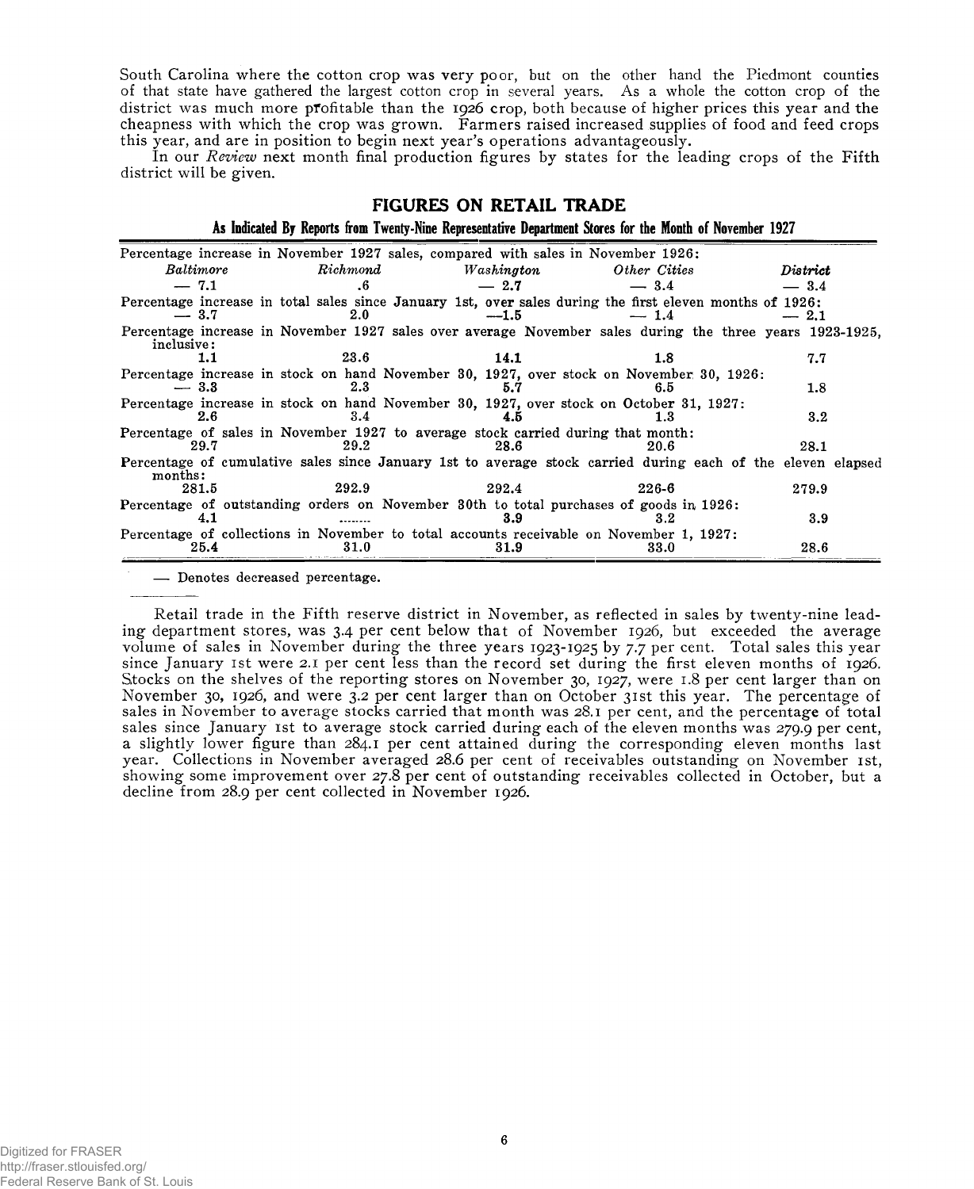South Carolina where the cotton crop was very poor, but on the other hand the Piedmont counties of that state have gathered the largest cotton crop in several years. As a whole the cotton crop of the district was much more profitable than the 1926 crop, both because of higher prices this year and the cheapness with which the crop was grown. Farmers raised increased supplies of food and feed crops this year, and are in position to begin next year's operations advantageously.

In our *Review* next month final production figures by states for the leading crops of the Fifth district will be given.

## FIGURES ON RETAIL TRADE

### As Indicated By Reports from Twenty-Nine Representative Department Stores for the Month of November 1927

| | *Baltimore* | *Richmond* | *Washington* | *Other Cities* | *District* |
|---|---|---|---|---|---|
| Percentage increase in November 1927 sales, compared with sales in November 1926: | — 7.1 | .6 | — 2.7 | — 3.4 | — 3.4 |
| Percentage increase in total sales since January 1st, over sales during the first eleven months of 1926: | — 3.7 | 2.0 | —1.5 | — 1.4 | — 2.1 |
| Percentage increase in November 1927 sales over average November sales during the three years 1923-1925, inclusive: | 1.1 | 23.6 | 14.1 | 1.8 | 7.7 |
| Percentage increase in stock on hand November 30, 1927, over stock on November 30, 1926: | — 3.3 | 2.3 | 5.7 | 6.5 | 1.8 |
| Percentage increase in stock on hand November 30, 1927, over stock on October 31, 1927: | 2.6 | 3.4 | 4.5 | 1.3 | 3.2 |
| Percentage of sales in November 1927 to average stock carried during that month: | 29.7 | 29.2 | 28.6 | 20.6 | 28.1 |
| Percentage of cumulative sales since January 1st to average stock carried during each of the eleven elapsed months: | 281.5 | 292.9 | 292.4 | 226-6 | 279.9 |
| Percentage of outstanding orders on November 30th to total purchases of goods in 1926: | 4.1 | ........ | 3.9 | 3.2 | 3.9 |
| Percentage of collections in November to total accounts receivable on November 1, 1927: | 25.4 | 31.0 | 31.9 | 33.0 | 28.6 |

— Denotes decreased percentage.

Retail trade in the Fifth reserve district in November, as reflected in sales by twenty-nine leading department stores, was 3.4 per cent below that of November 1926, but exceeded the average volume of sales in November during the three years 1923-1925 by 7.7 per cent. Total sales this year since January 1st were 2.1 per cent less than the record set during the first eleven months of 1926. Stocks on the shelves of the reporting stores on November 30, 1927, were 1.8 per cent larger than on November 30, 1926, and were 3.2 per cent larger than on October 31st this year. The percentage of sales in November to average stocks carried that month was 28.1 per cent, and the percentage of total sales since January 1st to average stock carried during each of the eleven months was 279.9 per cent, a slightly lower figure than 284.1 per cent attained during the corresponding eleven months last year. Collections in November averaged 28.6 per cent of receivables outstanding on November 1st, showing some improvement over 27.8 per cent of outstanding receivables collected in October, but a decline from 28.9 per cent collected in November 1926.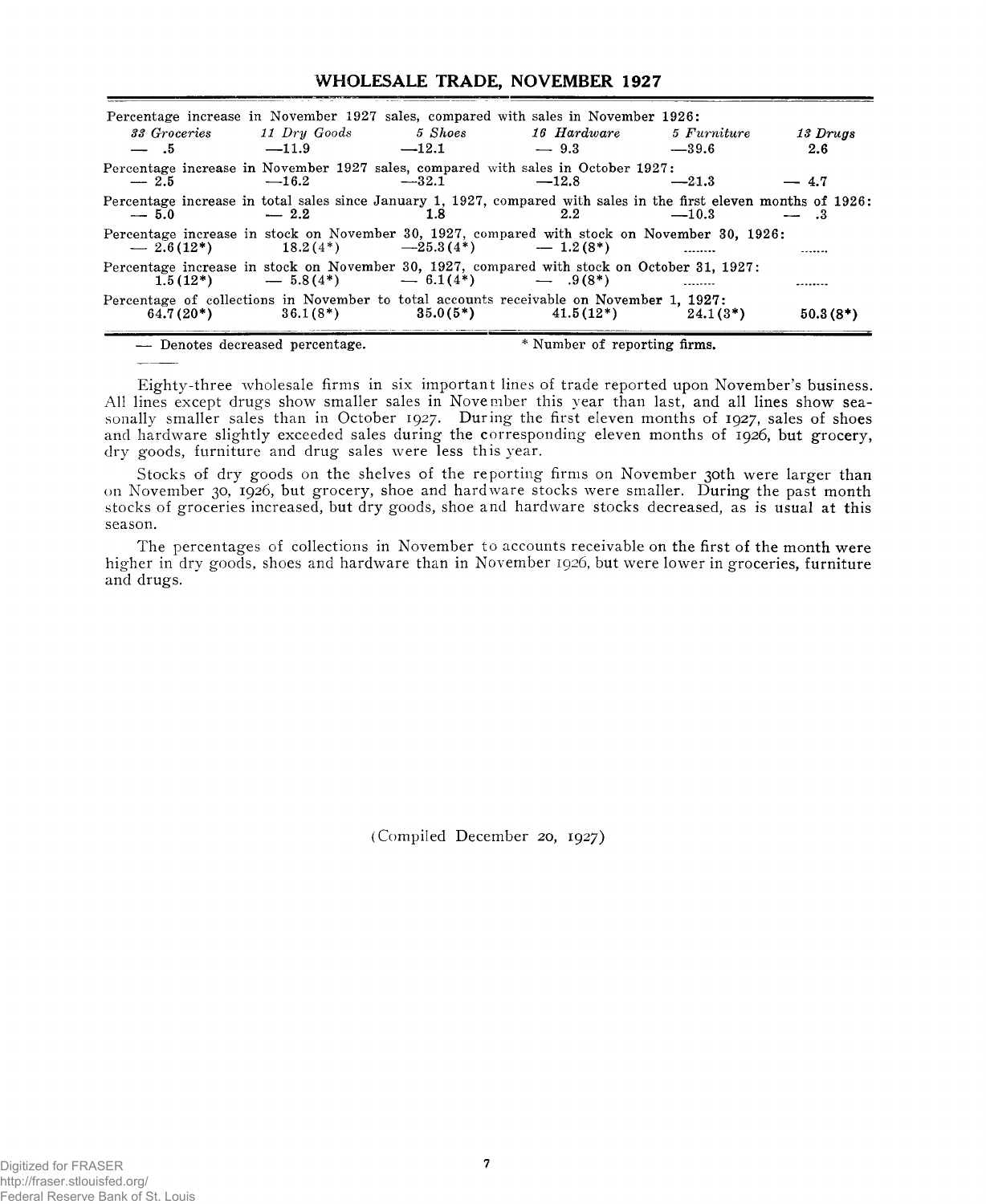## WHOLESALE TRADE, NOVEMBER 1927

| | *33 Groceries* | *11 Dry Goods* | *5 Shoes* | *16 Hardware* | *5 Furniture* | *13 Drugs* |
|---|---|---|---|---|---|---|
| Percentage increase in November 1927 sales, compared with sales in November 1926: | — .5 | —11.9 | —12.1 | — 9.3 | —39.6 | 2.6 |
| Percentage increase in November 1927 sales, compared with sales in October 1927: | — 2.5 | —16.2 | —32.1 | —12.8 | —21.3 | — 4.7 |
| Percentage increase in total sales since January 1, 1927, compared with sales in the first eleven months of 1926: | — 5.0 | — 2.2 | 1.8 | 2.2 | —10.3 | — .3 |
| Percentage increase in stock on November 30, 1927, compared with stock on November 30, 1926: | — 2.6 (12*) | 18.2 (4*) | —25.3 (4*) | — 1.2 (8*) | ....... | ...... |
| Percentage increase in stock on November 30, 1927, compared with stock on October 31, 1927: | 1.5 (12*) | — 5.8 (4*) | — 6.1 (4*) | — .9 (8*) | ....... | ....... |
| Percentage of collections in November to total accounts receivable on November 1, 1927: | 64.7 (20*) | 36.1 (8*) | 35.0 (5*) | 41.5 (12*) | 24.1 (3*) | 50.3 (8*) |

— Denotes decreased percentage. * Number of reporting firms.

Eighty-three wholesale firms in six important lines of trade reported upon November's business. All lines except drugs show smaller sales in November this year than last, and all lines show seasonally smaller sales than in October 1927. During the first eleven months of 1927, sales of shoes and hardware slightly exceeded sales during the corresponding eleven months of 1926, but grocery, dry goods, furniture and drug sales were less this year.

Stocks of dry goods on the shelves of the reporting firms on November 30th were larger than on November 30, 1926, but grocery, shoe and hardware stocks were smaller. During the past month stocks of groceries increased, but dry goods, shoe and hardware stocks decreased, as is usual at this season.

The percentages of collections in November to accounts receivable on the first of the month were higher in dry goods, shoes and hardware than in November 1926, but were lower in groceries, furniture and drugs.

(Compiled December 20, 1927)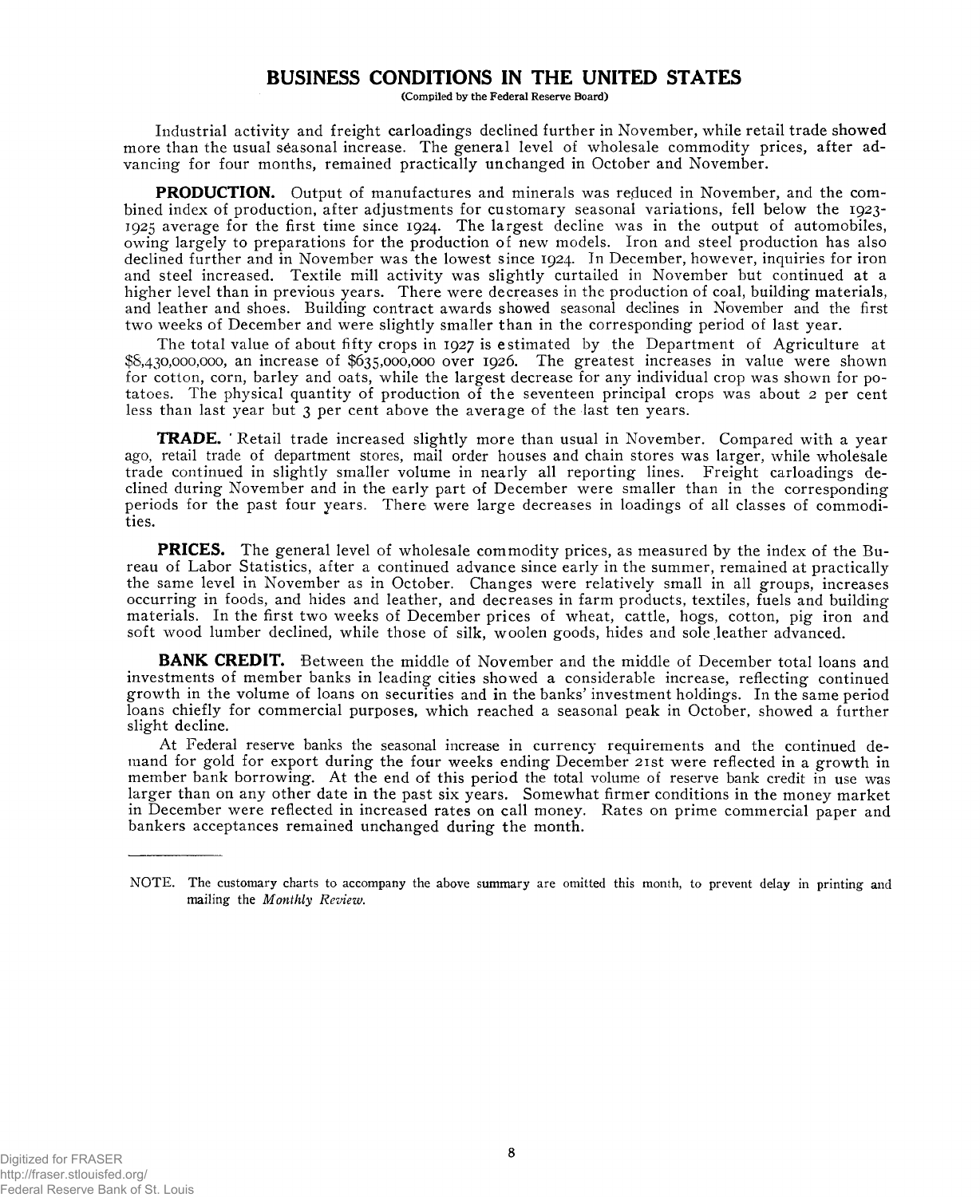# BUSINESS CONDITIONS IN THE UNITED STATES

(Compiled by the Federal Reserve Board)

Industrial activity and freight carloadings declined further in November, while retail trade showed more than the usual seasonal increase. The general level of wholesale commodity prices, after advancing for four months, remained practically unchanged in October and November.

**PRODUCTION.** Output of manufactures and minerals was reduced in November, and the combined index of production, after adjustments for customary seasonal variations, fell below the 1923-1925 average for the first time since 1924. The largest decline was in the output of automobiles, owing largely to preparations for the production of new models. Iron and steel production has also declined further and in November was the lowest since 1924. In December, however, inquiries for iron and steel increased. Textile mill activity was slightly curtailed in November but continued at a higher level than in previous years. There were decreases in the production of coal, building materials, and leather and shoes. Building contract awards showed seasonal declines in November and the first two weeks of December and were slightly smaller than in the corresponding period of last year.

The total value of about fifty crops in 1927 is estimated by the Department of Agriculture at $8,430,000,000, an increase of $635,000,000 over 1926. The greatest increases in value were shown for cotton, corn, barley and oats, while the largest decrease for any individual crop was shown for potatoes. The physical quantity of production of the seventeen principal crops was about 2 per cent less than last year but 3 per cent above the average of the last ten years.

**TRADE.** Retail trade increased slightly more than usual in November. Compared with a year ago, retail trade of department stores, mail order houses and chain stores was larger, while wholesale trade continued in slightly smaller volume in nearly all reporting lines. Freight carloadings declined during November and in the early part of December were smaller than in the corresponding periods for the past four years. There were large decreases in loadings of all classes of commodities.

**PRICES.** The general level of wholesale commodity prices, as measured by the index of the Bureau of Labor Statistics, after a continued advance since early in the summer, remained at practically the same level in November as in October. Changes were relatively small in all groups, increases occurring in foods, and hides and leather, and decreases in farm products, textiles, fuels and building materials. In the first two weeks of December prices of wheat, cattle, hogs, cotton, pig iron and soft wood lumber declined, while those of silk, woolen goods, hides and sole leather advanced.

**BANK CREDIT.** Between the middle of November and the middle of December total loans and investments of member banks in leading cities showed a considerable increase, reflecting continued growth in the volume of loans on securities and in the banks' investment holdings. In the same period loans chiefly for commercial purposes, which reached a seasonal peak in October, showed a further slight decline.

At Federal reserve banks the seasonal increase in currency requirements and the continued demand for gold for export during the four weeks ending December 21st were reflected in a growth in member bank borrowing. At the end of this period the total volume of reserve bank credit in use was larger than on any other date in the past six years. Somewhat firmer conditions in the money market in December were reflected in increased rates on call money. Rates on prime commercial paper and bankers acceptances remained unchanged during the month.

---

NOTE. The customary charts to accompany the above summary are omitted this month, to prevent delay in printing and mailing the *Monthly Review*.